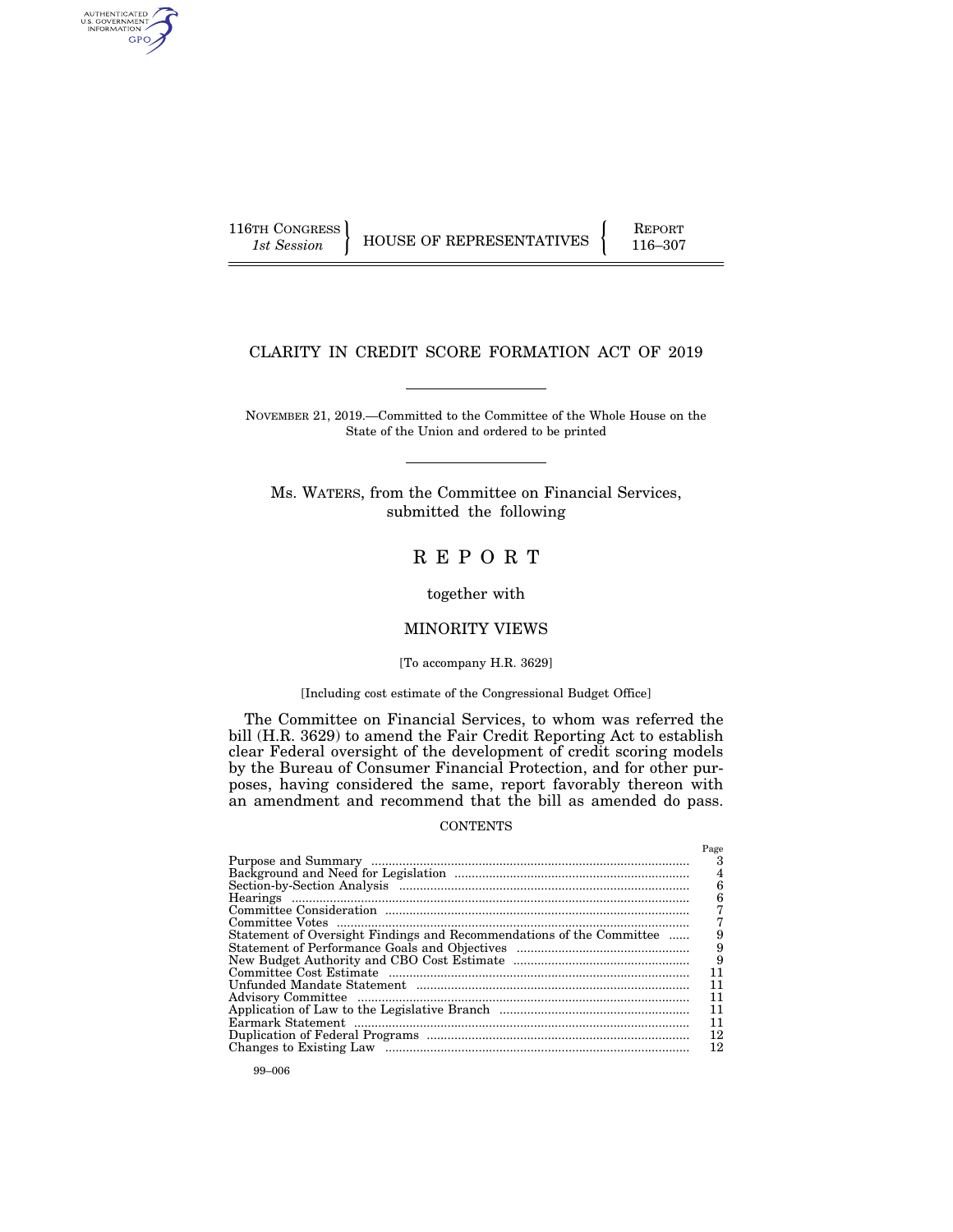116TH CONGRESS
*1st Session*

HOUSE OF REPRESENTATIVES

REPORT
116–307

# CLARITY IN CREDIT SCORE FORMATION ACT OF 2019

NOVEMBER 21, 2019.—Committed to the Committee of the Whole House on the State of the Union and ordered to be printed

Ms. WATERS, from the Committee on Financial Services, submitted the following

# REPORT

together with

## MINORITY VIEWS

[To accompany H.R. 3629]

[Including cost estimate of the Congressional Budget Office]

The Committee on Financial Services, to whom was referred the bill (H.R. 3629) to amend the Fair Credit Reporting Act to establish clear Federal oversight of the development of credit scoring models by the Bureau of Consumer Financial Protection, and for other purposes, having considered the same, report favorably thereon with an amendment and recommend that the bill as amended do pass.

CONTENTS

| | Page |
|---|---|
| Purpose and Summary | 3 |
| Background and Need for Legislation | 4 |
| Section-by-Section Analysis | 6 |
| Hearings | 6 |
| Committee Consideration | 7 |
| Committee Votes | 7 |
| Statement of Oversight Findings and Recommendations of the Committee | 9 |
| Statement of Performance Goals and Objectives | 9 |
| New Budget Authority and CBO Cost Estimate | 9 |
| Committee Cost Estimate | 11 |
| Unfunded Mandate Statement | 11 |
| Advisory Committee | 11 |
| Application of Law to the Legislative Branch | 11 |
| Earmark Statement | 11 |
| Duplication of Federal Programs | 12 |
| Changes to Existing Law | 12 |

99–006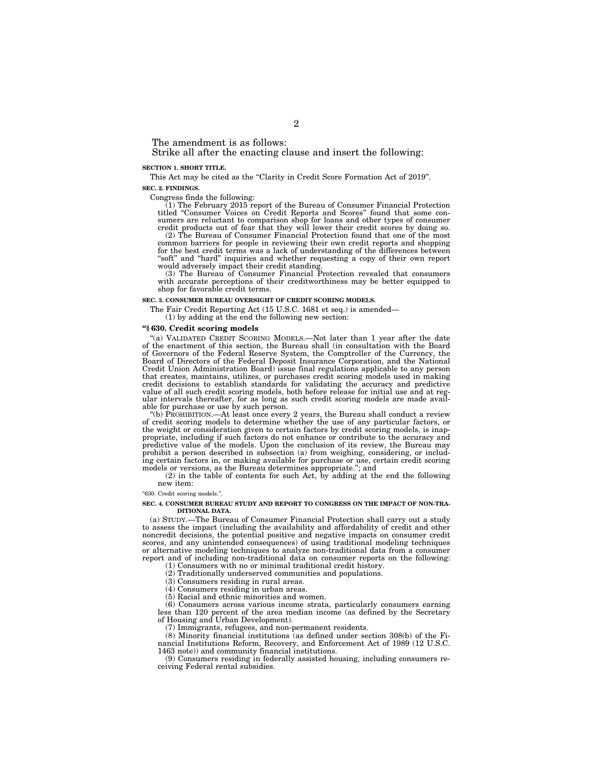The amendment is as follows:

Strike all after the enacting clause and insert the following:

**SECTION 1. SHORT TITLE.**

This Act may be cited as the "Clarity in Credit Score Formation Act of 2019".

**SEC. 2. FINDINGS.**

Congress finds the following:

(1) The February 2015 report of the Bureau of Consumer Financial Protection titled "Consumer Voices on Credit Reports and Scores" found that some consumers are reluctant to comparison shop for loans and other types of consumer credit products out of fear that they will lower their credit scores by doing so.

(2) The Bureau of Consumer Financial Protection found that one of the most common barriers for people in reviewing their own credit reports and shopping for the best credit terms was a lack of understanding of the differences between "soft" and "hard" inquiries and whether requesting a copy of their own report would adversely impact their credit standing.

(3) The Bureau of Consumer Financial Protection revealed that consumers with accurate perceptions of their creditworthiness may be better equipped to shop for favorable credit terms.

**SEC. 3. CONSUMER BUREAU OVERSIGHT OF CREDIT SCORING MODELS.**

The Fair Credit Reporting Act (15 U.S.C. 1681 et seq.) is amended—

(1) by adding at the end the following new section:

**"§ 630. Credit scoring models**

"(a) VALIDATED CREDIT SCORING MODELS.—Not later than 1 year after the date of the enactment of this section, the Bureau shall (in consultation with the Board of Governors of the Federal Reserve System, the Comptroller of the Currency, the Board of Directors of the Federal Deposit Insurance Corporation, and the National Credit Union Administration Board) issue final regulations applicable to any person that creates, maintains, utilizes, or purchases credit scoring models used in making credit decisions to establish standards for validating the accuracy and predictive value of all such credit scoring models, both before release for initial use and at regular intervals thereafter, for as long as such credit scoring models are made available for purchase or use by such person.

"(b) PROHIBITION.—At least once every 2 years, the Bureau shall conduct a review of credit scoring models to determine whether the use of any particular factors, or the weight or consideration given to certain factors by credit scoring models, is inappropriate, including if such factors do not enhance or contribute to the accuracy and predictive value of the models. Upon the conclusion of its review, the Bureau may prohibit a person described in subsection (a) from weighing, considering, or including certain factors in, or making available for purchase or use, certain credit scoring models or versions, as the Bureau determines appropriate."; and

(2) in the table of contents for such Act, by adding at the end the following new item:

"630. Credit scoring models.".

**SEC. 4. CONSUMER BUREAU STUDY AND REPORT TO CONGRESS ON THE IMPACT OF NON-TRADITIONAL DATA.**

(a) STUDY.—The Bureau of Consumer Financial Protection shall carry out a study to assess the impact (including the availability and affordability of credit and other noncredit decisions, the potential positive and negative impacts on consumer credit scores, and any unintended consequences) of using traditional modeling techniques or alternative modeling techniques to analyze non-traditional data from a consumer report and of including non-traditional data on consumer reports on the following:

(1) Consumers with no or minimal traditional credit history.

(2) Traditionally underserved communities and populations.

(3) Consumers residing in rural areas.

(4) Consumers residing in urban areas.

(5) Racial and ethnic minorities and women.

(6) Consumers across various income strata, particularly consumers earning less than 120 percent of the area median income (as defined by the Secretary of Housing and Urban Development).

(7) Immigrants, refugees, and non-permanent residents.

(8) Minority financial institutions (as defined under section 308(b) of the Financial Institutions Reform, Recovery, and Enforcement Act of 1989 (12 U.S.C. 1463 note)) and community financial institutions.

(9) Consumers residing in federally assisted housing, including consumers receiving Federal rental subsidies.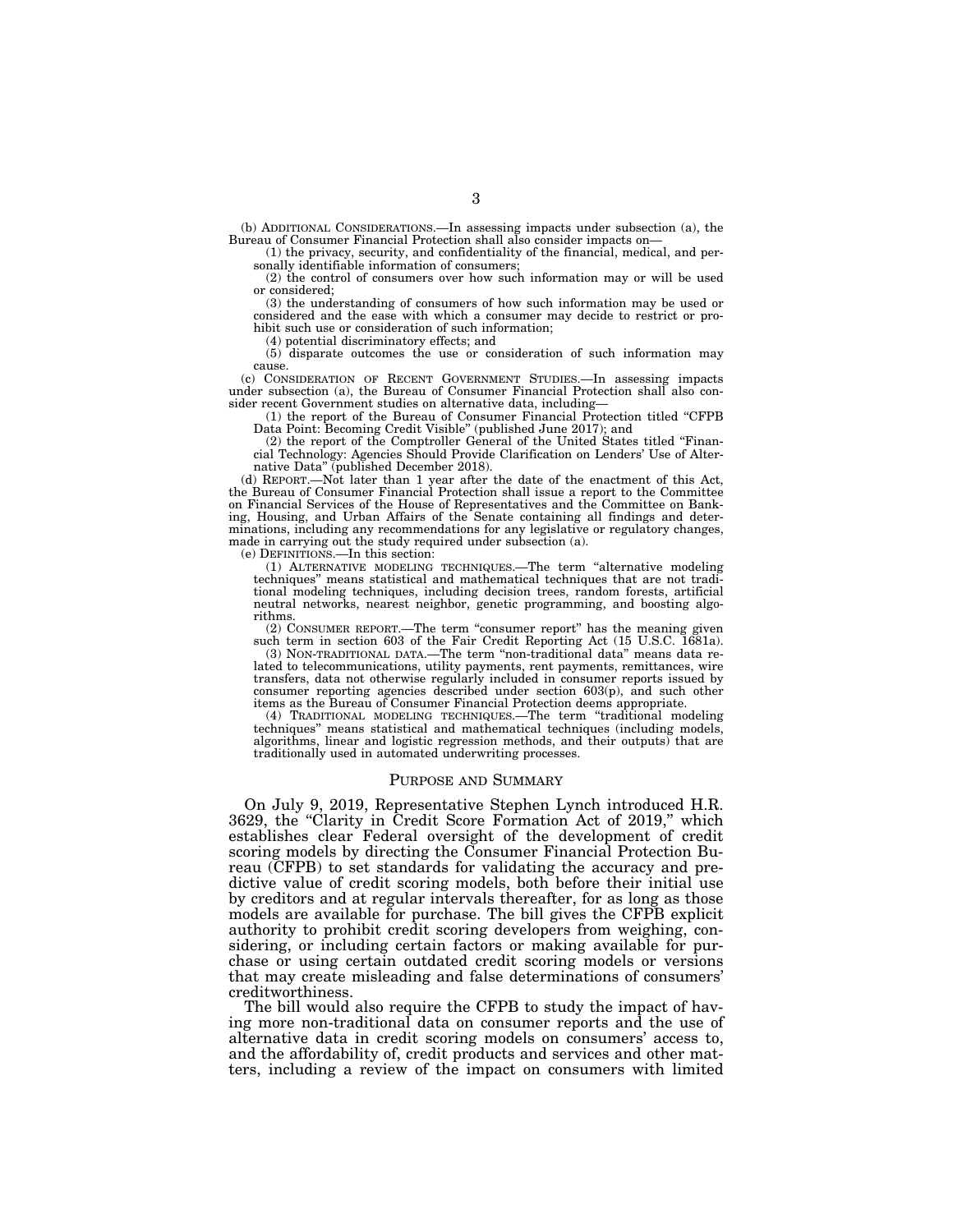(b) ADDITIONAL CONSIDERATIONS.—In assessing impacts under subsection (a), the Bureau of Consumer Financial Protection shall also consider impacts on—

(1) the privacy, security, and confidentiality of the financial, medical, and personally identifiable information of consumers;

(2) the control of consumers over how such information may or will be used or considered;

(3) the understanding of consumers of how such information may be used or considered and the ease with which a consumer may decide to restrict or prohibit such use or consideration of such information;

(4) potential discriminatory effects; and

(5) disparate outcomes the use or consideration of such information may cause.

(c) CONSIDERATION OF RECENT GOVERNMENT STUDIES.—In assessing impacts under subsection (a), the Bureau of Consumer Financial Protection shall also consider recent Government studies on alternative data, including—

(1) the report of the Bureau of Consumer Financial Protection titled "CFPB Data Point: Becoming Credit Visible" (published June 2017); and

(2) the report of the Comptroller General of the United States titled "Financial Technology: Agencies Should Provide Clarification on Lenders' Use of Alternative Data" (published December 2018).

(d) REPORT.—Not later than 1 year after the date of the enactment of this Act, the Bureau of Consumer Financial Protection shall issue a report to the Committee on Financial Services of the House of Representatives and the Committee on Banking, Housing, and Urban Affairs of the Senate containing all findings and determinations, including any recommendations for any legislative or regulatory changes, made in carrying out the study required under subsection (a).

(e) DEFINITIONS.—In this section:

(1) ALTERNATIVE MODELING TECHNIQUES.—The term "alternative modeling techniques" means statistical and mathematical techniques that are not traditional modeling techniques, including decision trees, random forests, artificial neutral networks, nearest neighbor, genetic programming, and boosting algorithms.

(2) CONSUMER REPORT.—The term "consumer report" has the meaning given such term in section 603 of the Fair Credit Reporting Act (15 U.S.C. 1681a).

(3) NON-TRADITIONAL DATA.—The term "non-traditional data" means data related to telecommunications, utility payments, rent payments, remittances, wire transfers, data not otherwise regularly included in consumer reports issued by consumer reporting agencies described under section 603(p), and such other items as the Bureau of Consumer Financial Protection deems appropriate.

(4) TRADITIONAL MODELING TECHNIQUES.—The term "traditional modeling techniques" means statistical and mathematical techniques (including models, algorithms, linear and logistic regression methods, and their outputs) that are traditionally used in automated underwriting processes.

## PURPOSE AND SUMMARY

On July 9, 2019, Representative Stephen Lynch introduced H.R. 3629, the "Clarity in Credit Score Formation Act of 2019," which establishes clear Federal oversight of the development of credit scoring models by directing the Consumer Financial Protection Bureau (CFPB) to set standards for validating the accuracy and predictive value of credit scoring models, both before their initial use by creditors and at regular intervals thereafter, for as long as those models are available for purchase. The bill gives the CFPB explicit authority to prohibit credit scoring developers from weighing, considering, or including certain factors or making available for purchase or using certain outdated credit scoring models or versions that may create misleading and false determinations of consumers' creditworthiness.

The bill would also require the CFPB to study the impact of having more non-traditional data on consumer reports and the use of alternative data in credit scoring models on consumers' access to, and the affordability of, credit products and services and other matters, including a review of the impact on consumers with limited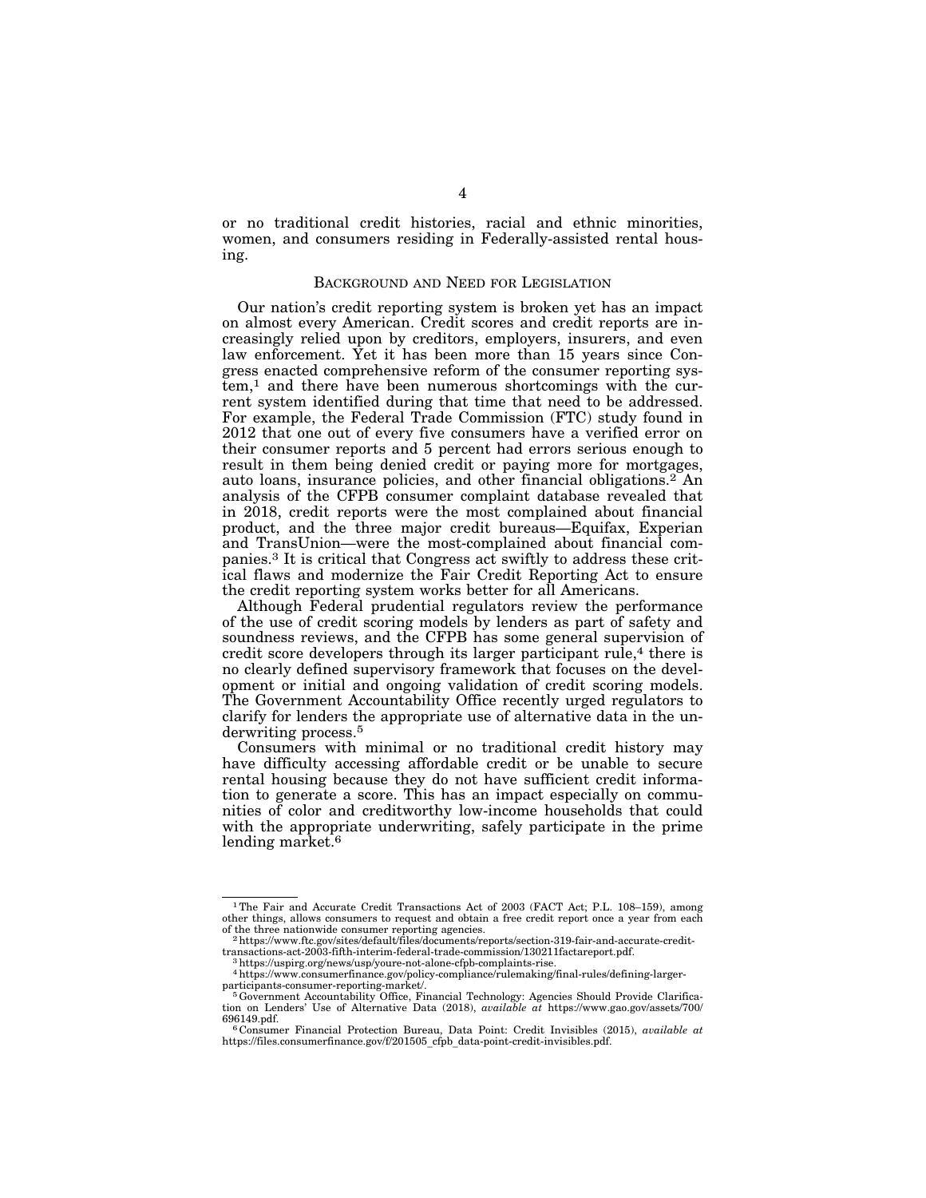or no traditional credit histories, racial and ethnic minorities, women, and consumers residing in Federally-assisted rental housing.

## BACKGROUND AND NEED FOR LEGISLATION

Our nation's credit reporting system is broken yet has an impact on almost every American. Credit scores and credit reports are increasingly relied upon by creditors, employers, insurers, and even law enforcement. Yet it has been more than 15 years since Congress enacted comprehensive reform of the consumer reporting system,[1] and there have been numerous shortcomings with the current system identified during that time that need to be addressed. For example, the Federal Trade Commission (FTC) study found in 2012 that one out of every five consumers have a verified error on their consumer reports and 5 percent had errors serious enough to result in them being denied credit or paying more for mortgages, auto loans, insurance policies, and other financial obligations.[2] An analysis of the CFPB consumer complaint database revealed that in 2018, credit reports were the most complained about financial product, and the three major credit bureaus—Equifax, Experian and TransUnion—were the most-complained about financial companies.[3] It is critical that Congress act swiftly to address these critical flaws and modernize the Fair Credit Reporting Act to ensure the credit reporting system works better for all Americans.

Although Federal prudential regulators review the performance of the use of credit scoring models by lenders as part of safety and soundness reviews, and the CFPB has some general supervision of credit score developers through its larger participant rule,[4] there is no clearly defined supervisory framework that focuses on the development or initial and ongoing validation of credit scoring models. The Government Accountability Office recently urged regulators to clarify for lenders the appropriate use of alternative data in the underwriting process.[5]

Consumers with minimal or no traditional credit history may have difficulty accessing affordable credit or be unable to secure rental housing because they do not have sufficient credit information to generate a score. This has an impact especially on communities of color and creditworthy low-income households that could with the appropriate underwriting, safely participate in the prime lending market.[6]

---

[1] The Fair and Accurate Credit Transactions Act of 2003 (FACT Act; P.L. 108–159), among other things, allows consumers to request and obtain a free credit report once a year from each of the three nationwide consumer reporting agencies.

[2] https://www.ftc.gov/sites/default/files/documents/reports/section-319-fair-and-accurate-credit-transactions-act-2003-fifth-interim-federal-trade-commission/130211factareport.pdf.

[3] https://uspirg.org/news/usp/youre-not-alone-cfpb-complaints-rise.

[4] https://www.consumerfinance.gov/policy-compliance/rulemaking/final-rules/defining-larger-participants-consumer-reporting-market/.

[5] Government Accountability Office, Financial Technology: Agencies Should Provide Clarification on Lenders' Use of Alternative Data (2018), *available at* https://www.gao.gov/assets/700/696149.pdf.

[6] Consumer Financial Protection Bureau, Data Point: Credit Invisibles (2015), *available at* https://files.consumerfinance.gov/f/201505_cfpb_data-point-credit-invisibles.pdf.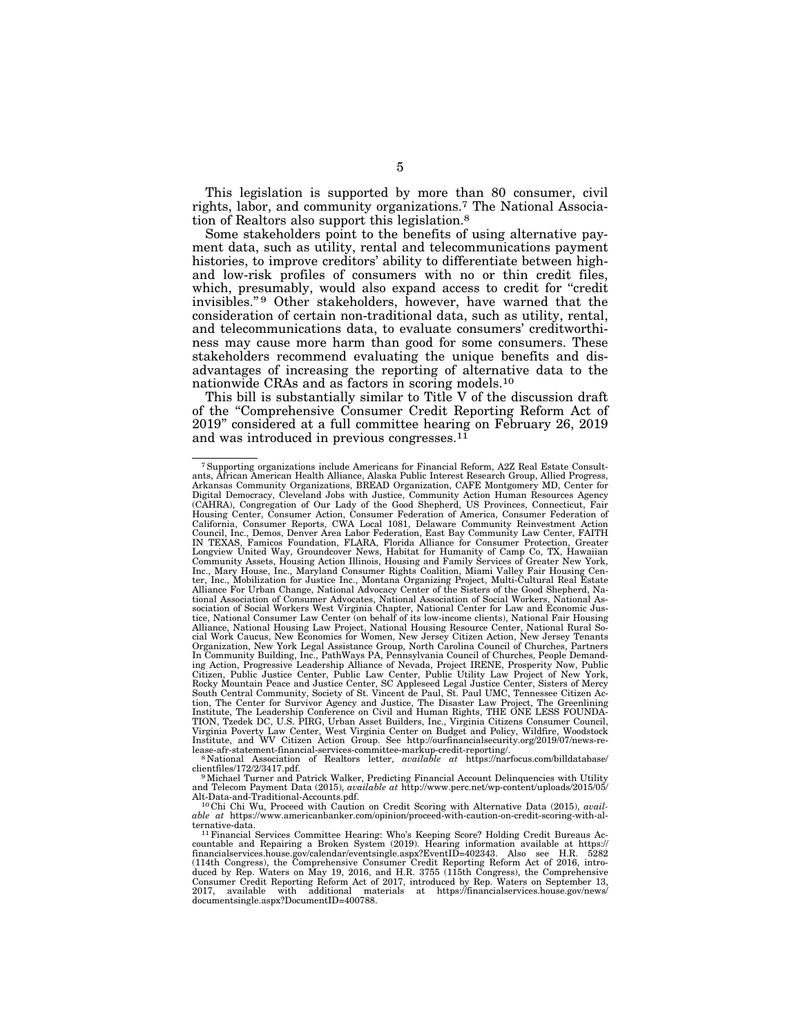This legislation is supported by more than 80 consumer, civil rights, labor, and community organizations.[7] The National Association of Realtors also support this legislation.[8]

Some stakeholders point to the benefits of using alternative payment data, such as utility, rental and telecommunications payment histories, to improve creditors' ability to differentiate between high- and low-risk profiles of consumers with no or thin credit files, which, presumably, would also expand access to credit for "credit invisibles."[9] Other stakeholders, however, have warned that the consideration of certain non-traditional data, such as utility, rental, and telecommunications data, to evaluate consumers' creditworthiness may cause more harm than good for some consumers. These stakeholders recommend evaluating the unique benefits and disadvantages of increasing the reporting of alternative data to the nationwide CRAs and as factors in scoring models.[10]

This bill is substantially similar to Title V of the discussion draft of the "Comprehensive Consumer Credit Reporting Reform Act of 2019" considered at a full committee hearing on February 26, 2019 and was introduced in previous congresses.[11]

---

[7] Supporting organizations include Americans for Financial Reform, A2Z Real Estate Consultants, African American Health Alliance, Alaska Public Interest Research Group, Allied Progress, Arkansas Community Organizations, BREAD Organization, CAFE Montgomery MD, Center for Digital Democracy, Cleveland Jobs with Justice, Community Action Human Resources Agency (CAHRA), Congregation of Our Lady of the Good Shepherd, US Provinces, Connecticut, Fair Housing Center, Consumer Action, Consumer Federation of America, Consumer Federation of California, Consumer Reports, CWA Local 1081, Delaware Community Reinvestment Action Council, Inc., Demos, Denver Area Labor Federation, East Bay Community Law Center, FAITH IN TEXAS, Famicos Foundation, FLARA, Florida Alliance for Consumer Protection, Greater Longview United Way, Groundcover News, Habitat for Humanity of Camp Co, TX, Hawaiian Community Assets, Housing Action Illinois, Housing and Family Services of Greater New York, Inc., Mary House, Inc., Maryland Consumer Rights Coalition, Miami Valley Fair Housing Center, Inc., Mobilization for Justice Inc., Montana Organizing Project, Multi-Cultural Real Estate Alliance For Urban Change, National Advocacy Center of the Sisters of the Good Shepherd, National Association of Consumer Advocates, National Association of Social Workers, National Association of Social Workers West Virginia Chapter, National Center for Law and Economic Justice, National Consumer Law Center (on behalf of its low-income clients), National Fair Housing Alliance, National Housing Law Project, National Housing Resource Center, National Rural Social Work Caucus, New Economics for Women, New Jersey Citizen Action, New Jersey Tenants Organization, New York Legal Assistance Group, North Carolina Council of Churches, Partners In Community Building, Inc., PathWays PA, Pennsylvania Council of Churches, People Demanding Action, Progressive Leadership Alliance of Nevada, Project IRENE, Prosperity Now, Public Citizen, Public Justice Center, Public Law Center, Public Utility Law Project of New York, Rocky Mountain Peace and Justice Center, SC Appleseed Legal Justice Center, Sisters of Mercy South Central Community, Society of St. Vincent de Paul, St. Paul UMC, Tennessee Citizen Action, The Center for Survivor Agency and Justice, The Disaster Law Project, The Greenlining Institute, The Leadership Conference on Civil and Human Rights, THE ONE LESS FOUNDATION, Tzedek DC, U.S. PIRG, Urban Asset Builders, Inc., Virginia Citizens Consumer Council, Virginia Poverty Law Center, West Virginia Center on Budget and Policy, Wildfire, Woodstock Institute, and WV Citizen Action Group. See http://ourfinancialsecurity.org/2019/07/news-release-afr-statement-financial-services-committee-markup-credit-reporting/.

[8] National Association of Realtors letter, *available at* https://narfocus.com/billdatabase/clientfiles/172/2/3417.pdf.

[9] Michael Turner and Patrick Walker, Predicting Financial Account Delinquencies with Utility and Telecom Payment Data (2015), *available at* http://www.perc.net/wp-content/uploads/2015/05/Alt-Data-and-Traditional-Accounts.pdf.

[10] Chi Chi Wu, Proceed with Caution on Credit Scoring with Alternative Data (2015), *available at* https://www.americanbanker.com/opinion/proceed-with-caution-on-credit-scoring-with-alternative-data.

[11] Financial Services Committee Hearing: Who's Keeping Score? Holding Credit Bureaus Accountable and Repairing a Broken System (2019). Hearing information available at https://financialservices.house.gov/calendar/eventsingle.aspx?EventID=402343. Also see H.R. 5282 (114th Congress), the Comprehensive Consumer Credit Reporting Reform Act of 2016, introduced by Rep. Waters on May 19, 2016, and H.R. 3755 (115th Congress), the Comprehensive Consumer Credit Reporting Reform Act of 2017, introduced by Rep. Waters on September 13, 2017, available with additional materials at https://financialservices.house.gov/news/documentsingle.aspx?DocumentID=400788.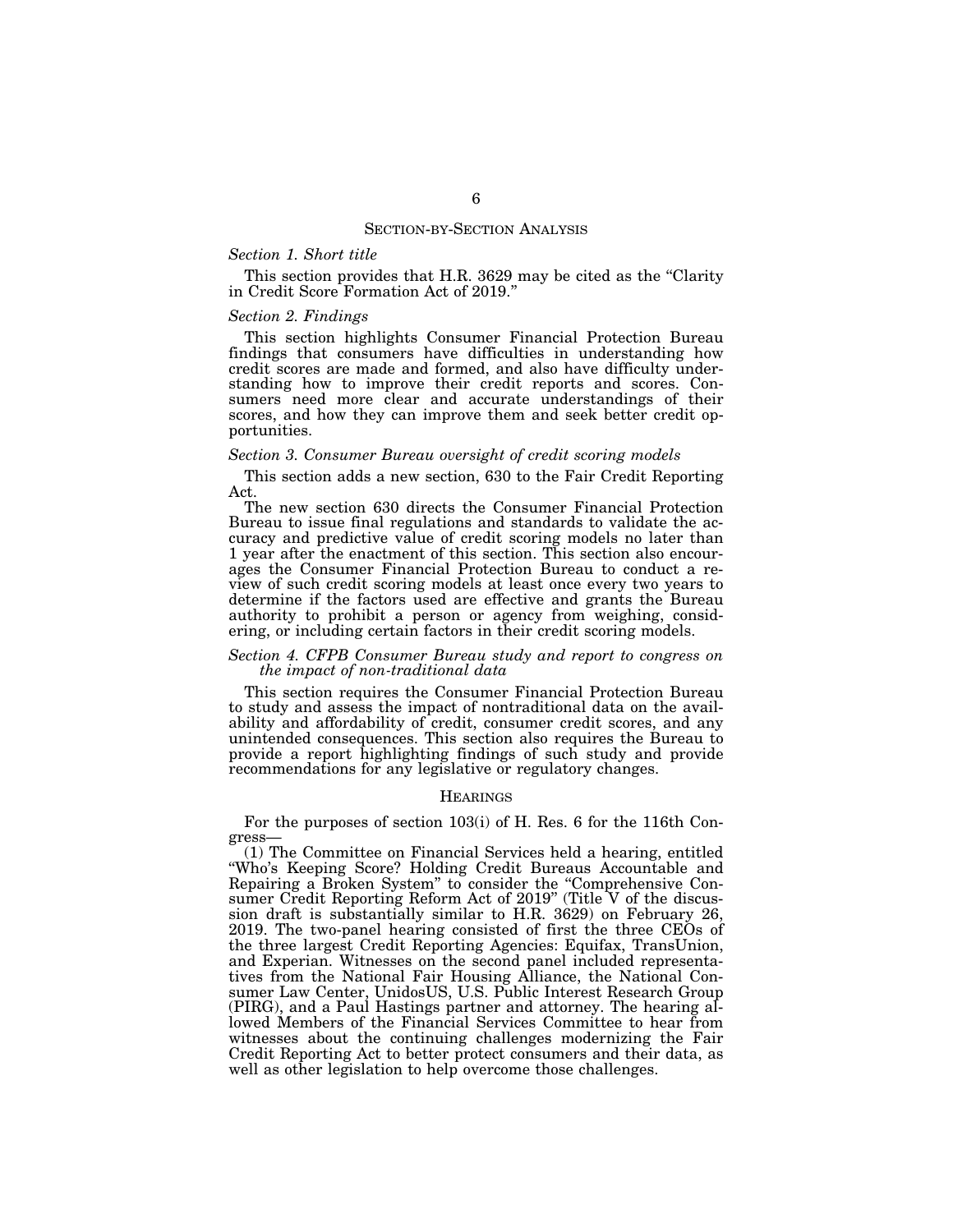## SECTION-BY-SECTION ANALYSIS

### *Section 1. Short title*

This section provides that H.R. 3629 may be cited as the "Clarity in Credit Score Formation Act of 2019."

### *Section 2. Findings*

This section highlights Consumer Financial Protection Bureau findings that consumers have difficulties in understanding how credit scores are made and formed, and also have difficulty understanding how to improve their credit reports and scores. Consumers need more clear and accurate understandings of their scores, and how they can improve them and seek better credit opportunities.

### *Section 3. Consumer Bureau oversight of credit scoring models*

This section adds a new section, 630 to the Fair Credit Reporting Act.

The new section 630 directs the Consumer Financial Protection Bureau to issue final regulations and standards to validate the accuracy and predictive value of credit scoring models no later than 1 year after the enactment of this section. This section also encourages the Consumer Financial Protection Bureau to conduct a review of such credit scoring models at least once every two years to determine if the factors used are effective and grants the Bureau authority to prohibit a person or agency from weighing, considering, or including certain factors in their credit scoring models.

### *Section 4. CFPB Consumer Bureau study and report to congress on the impact of non-traditional data*

This section requires the Consumer Financial Protection Bureau to study and assess the impact of nontraditional data on the availability and affordability of credit, consumer credit scores, and any unintended consequences. This section also requires the Bureau to provide a report highlighting findings of such study and provide recommendations for any legislative or regulatory changes.

## HEARINGS

For the purposes of section 103(i) of H. Res. 6 for the 116th Congress—

(1) The Committee on Financial Services held a hearing, entitled "Who's Keeping Score? Holding Credit Bureaus Accountable and Repairing a Broken System" to consider the "Comprehensive Consumer Credit Reporting Reform Act of 2019" (Title V of the discussion draft is substantially similar to H.R. 3629) on February 26, 2019. The two-panel hearing consisted of first the three CEOs of the three largest Credit Reporting Agencies: Equifax, TransUnion, and Experian. Witnesses on the second panel included representatives from the National Fair Housing Alliance, the National Consumer Law Center, UnidosUS, U.S. Public Interest Research Group (PIRG), and a Paul Hastings partner and attorney. The hearing allowed Members of the Financial Services Committee to hear from witnesses about the continuing challenges modernizing the Fair Credit Reporting Act to better protect consumers and their data, as well as other legislation to help overcome those challenges.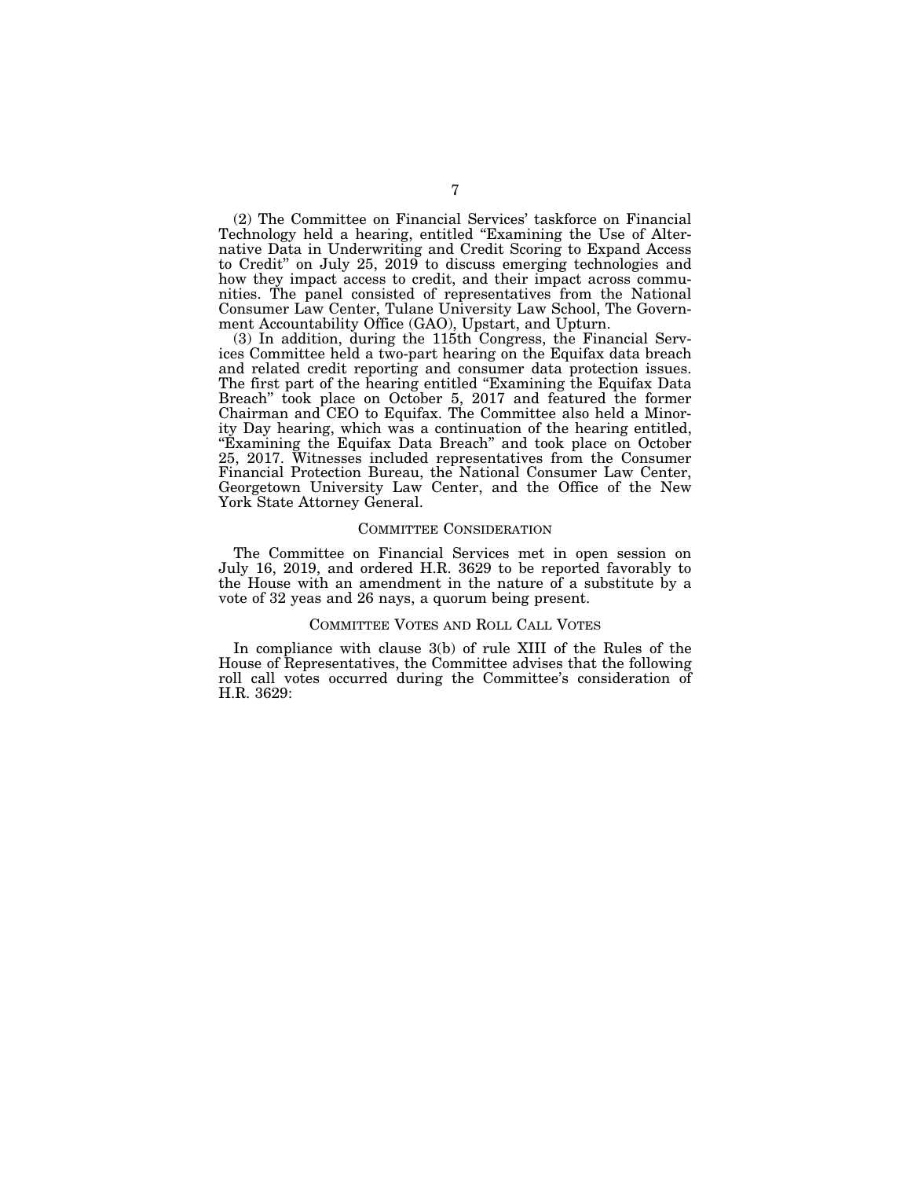(2) The Committee on Financial Services' taskforce on Financial Technology held a hearing, entitled "Examining the Use of Alternative Data in Underwriting and Credit Scoring to Expand Access to Credit" on July 25, 2019 to discuss emerging technologies and how they impact access to credit, and their impact across communities. The panel consisted of representatives from the National Consumer Law Center, Tulane University Law School, The Government Accountability Office (GAO), Upstart, and Upturn.

(3) In addition, during the 115th Congress, the Financial Services Committee held a two-part hearing on the Equifax data breach and related credit reporting and consumer data protection issues. The first part of the hearing entitled "Examining the Equifax Data Breach" took place on October 5, 2017 and featured the former Chairman and CEO to Equifax. The Committee also held a Minority Day hearing, which was a continuation of the hearing entitled, "Examining the Equifax Data Breach" and took place on October 25, 2017. Witnesses included representatives from the Consumer Financial Protection Bureau, the National Consumer Law Center, Georgetown University Law Center, and the Office of the New York State Attorney General.

## COMMITTEE CONSIDERATION

The Committee on Financial Services met in open session on July 16, 2019, and ordered H.R. 3629 to be reported favorably to the House with an amendment in the nature of a substitute by a vote of 32 yeas and 26 nays, a quorum being present.

## COMMITTEE VOTES AND ROLL CALL VOTES

In compliance with clause 3(b) of rule XIII of the Rules of the House of Representatives, the Committee advises that the following roll call votes occurred during the Committee's consideration of H.R. 3629: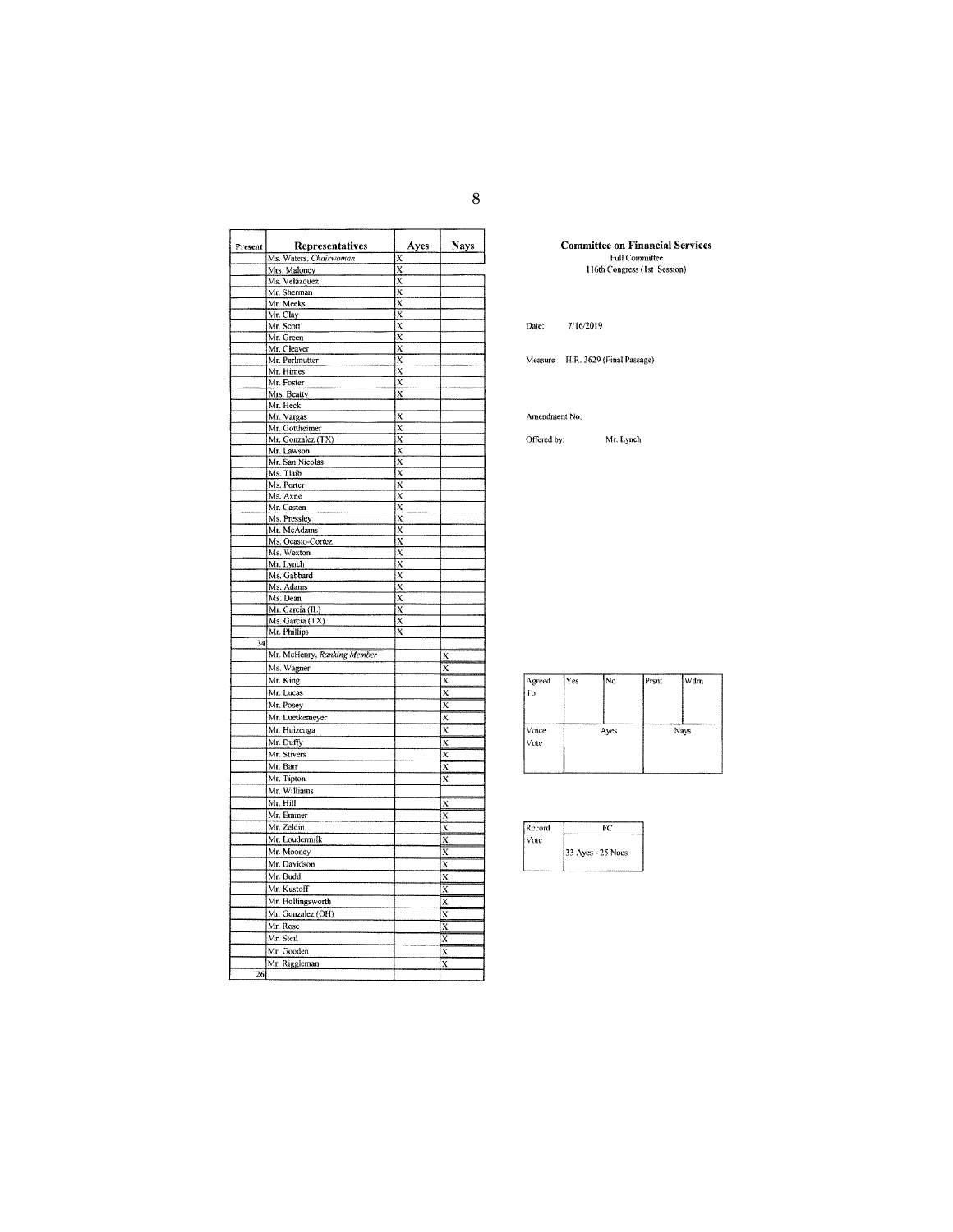**Committee on Financial Services**
Full Committee
116th Congress (1st Session)

Date: 7/16/2019

Measure H.R. 3629 (Final Passage)

Amendment No.

Offered by: Mr. Lynch

| Present | Representatives | Ayes | Nays |
|---|---|---|---|
| | Ms. Waters, *Chairwoman* | X | |
| | Mrs. Maloney | X | |
| | Ms. Velázquez | X | |
| | Mr. Sherman | X | |
| | Mr. Meeks | X | |
| | Mr. Clay | X | |
| | Mr. Scott | X | |
| | Mr. Green | X | |
| | Mr. Cleaver | X | |
| | Mr. Perlmutter | X | |
| | Mr. Himes | X | |
| | Mr. Foster | X | |
| | Mrs. Beatty | X | |
| | Mr. Heck | | |
| | Mr. Vargas | X | |
| | Mr. Gottheimer | X | |
| | Mr. Gonzalez (TX) | X | |
| | Mr. Lawson | X | |
| | Mr. San Nicolas | X | |
| | Ms. Tlaib | X | |
| | Ms. Porter | X | |
| | Ms. Axne | X | |
| | Mr. Casten | X | |
| | Ms. Pressley | X | |
| | Mr. McAdams | X | |
| | Ms. Ocasio-Cortez | X | |
| | Ms. Wexton | X | |
| | Mr. Lynch | X | |
| | Ms. Gabbard | X | |
| | Ms. Adams | X | |
| | Ms. Dean | X | |
| | Mr. Garcia (IL) | X | |
| | Ms. Garcia (TX) | X | |
| | Mr. Phillips | X | |
| 34 | | | |
| | Mr. McHenry, *Ranking Member* | | X |
| | Ms. Wagner | | X |
| | Mr. King | | X |
| | Mr. Lucas | | X |
| | Mr. Posey | | X |
| | Mr. Luetkemeyer | | X |
| | Mr. Huizenga | | X |
| | Mr. Duffy | | X |
| | Mr. Stivers | | X |
| | Mr. Barr | | X |
| | Mr. Tipton | | X |
| | Mr. Williams | | |
| | Mr. Hill | | X |
| | Mr. Emmer | | X |
| | Mr. Zeldin | | X |
| | Mr. Loudermilk | | X |
| | Mr. Mooney | | X |
| | Mr. Davidson | | X |
| | Mr. Budd | | X |
| | Mr. Kustoff | | X |
| | Mr. Hollingsworth | | X |
| | Mr. Gonzalez (OH) | | X |
| | Mr. Rose | | X |
| | Mr. Steil | | X |
| | Mr. Gooden | | X |
| | Mr. Riggleman | | X |
| 26 | | | |

| Agreed To | Yes | No | Prsnt | Wdrn |
|---|---|---|---|---|
| | | | | |
| Voice Vote | Ayes | | Nays | |

| Record Vote | FC |
|---|---|
| | 33 Ayes - 25 Noes |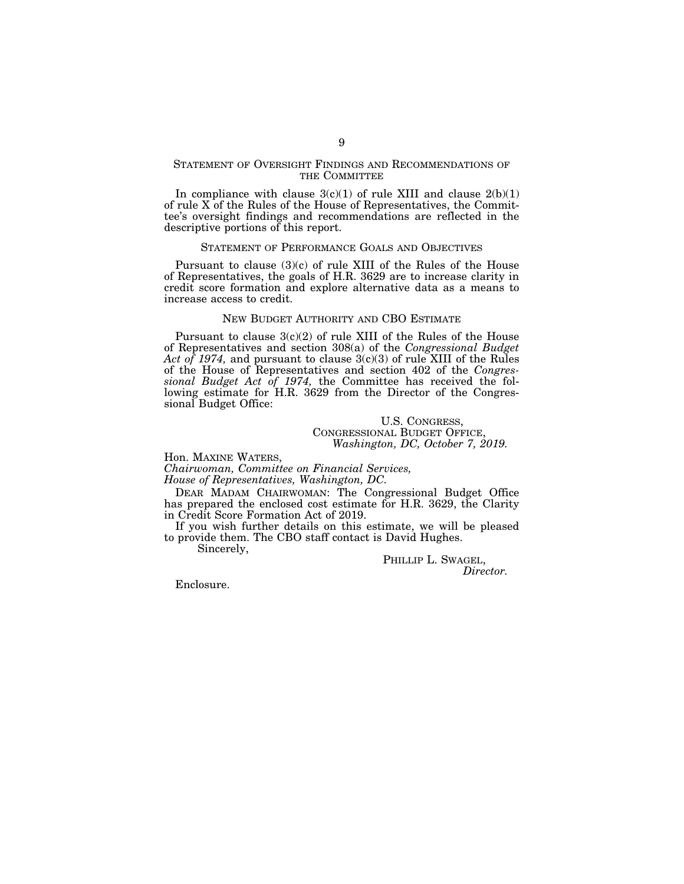## STATEMENT OF OVERSIGHT FINDINGS AND RECOMMENDATIONS OF THE COMMITTEE

In compliance with clause 3(c)(1) of rule XIII and clause 2(b)(1) of rule X of the Rules of the House of Representatives, the Committee's oversight findings and recommendations are reflected in the descriptive portions of this report.

## STATEMENT OF PERFORMANCE GOALS AND OBJECTIVES

Pursuant to clause (3)(c) of rule XIII of the Rules of the House of Representatives, the goals of H.R. 3629 are to increase clarity in credit score formation and explore alternative data as a means to increase access to credit.

## NEW BUDGET AUTHORITY AND CBO ESTIMATE

Pursuant to clause 3(c)(2) of rule XIII of the Rules of the House of Representatives and section 308(a) of the *Congressional Budget Act of 1974,* and pursuant to clause 3(c)(3) of rule XIII of the Rules of the House of Representatives and section 402 of the *Congressional Budget Act of 1974,* the Committee has received the following estimate for H.R. 3629 from the Director of the Congressional Budget Office:

U.S. CONGRESS,
CONGRESSIONAL BUDGET OFFICE,
*Washington, DC, October 7, 2019.*

Hon. MAXINE WATERS,
*Chairwoman, Committee on Financial Services,*
*House of Representatives, Washington, DC.*

DEAR MADAM CHAIRWOMAN: The Congressional Budget Office has prepared the enclosed cost estimate for H.R. 3629, the Clarity in Credit Score Formation Act of 2019.

If you wish further details on this estimate, we will be pleased to provide them. The CBO staff contact is David Hughes.

Sincerely,

PHILLIP L. SWAGEL,
*Director.*

Enclosure.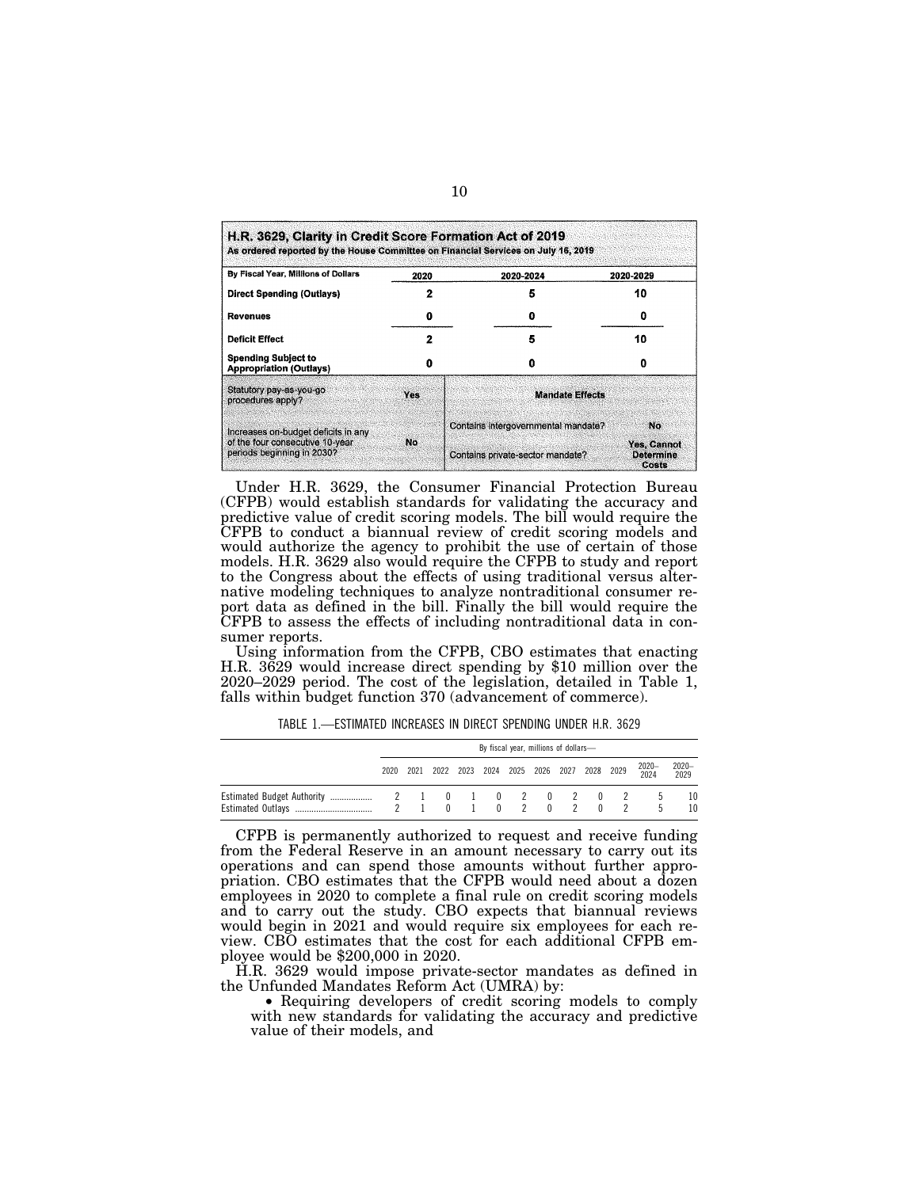**H.R. 3629, Clarity in Credit Score Formation Act of 2019**
*As ordered reported by the House Committee on Financial Services on July 16, 2019*

| By Fiscal Year, Millions of Dollars | 2020 | 2020-2024 | 2020-2029 |
|---|---|---|---|
| **Direct Spending (Outlays)** | 2 | 5 | 10 |
| **Revenues** | 0 | 0 | 0 |
| **Deficit Effect** | 2 | 5 | 10 |
| **Spending Subject to Appropriation (Outlays)** | 0 | 0 | 0 |
| Statutory pay-as-you-go procedures apply? | Yes | **Mandate Effects** | |
| Increases on-budget deficits in any of the four consecutive 10-year periods beginning in 2030? | No | Contains intergovernmental mandate? | No |
| | | Contains private-sector mandate? | Yes, Cannot Determine Costs |

Under H.R. 3629, the Consumer Financial Protection Bureau (CFPB) would establish standards for validating the accuracy and predictive value of credit scoring models. The bill would require the CFPB to conduct a biannual review of credit scoring models and would authorize the agency to prohibit the use of certain of those models. H.R. 3629 also would require the CFPB to study and report to the Congress about the effects of using traditional versus alternative modeling techniques to analyze nontraditional consumer report data as defined in the bill. Finally the bill would require the CFPB to assess the effects of including nontraditional data in consumer reports.

Using information from the CFPB, CBO estimates that enacting H.R. 3629 would increase direct spending by $10 million over the 2020–2029 period. The cost of the legislation, detailed in Table 1, falls within budget function 370 (advancement of commerce).

TABLE 1.—ESTIMATED INCREASES IN DIRECT SPENDING UNDER H.R. 3629

| | By fiscal year, millions of dollars— | | | | | | | | | | | |
|---|---|---|---|---|---|---|---|---|---|---|---|---|
| | 2020 | 2021 | 2022 | 2023 | 2024 | 2025 | 2026 | 2027 | 2028 | 2029 | 2020–2024 | 2020–2029 |
| Estimated Budget Authority | 2 | 1 | 0 | 1 | 0 | 2 | 0 | 2 | 0 | 2 | 5 | 10 |
| Estimated Outlays | 2 | 1 | 0 | 1 | 0 | 2 | 0 | 2 | 0 | 2 | 5 | 10 |

CFPB is permanently authorized to request and receive funding from the Federal Reserve in an amount necessary to carry out its operations and can spend those amounts without further appropriation. CBO estimates that the CFPB would need about a dozen employees in 2020 to complete a final rule on credit scoring models and to carry out the study. CBO expects that biannual reviews would begin in 2021 and would require six employees for each review. CBO estimates that the cost for each additional CFPB employee would be $200,000 in 2020.

H.R. 3629 would impose private-sector mandates as defined in the Unfunded Mandates Reform Act (UMRA) by:

- Requiring developers of credit scoring models to comply with new standards for validating the accuracy and predictive value of their models, and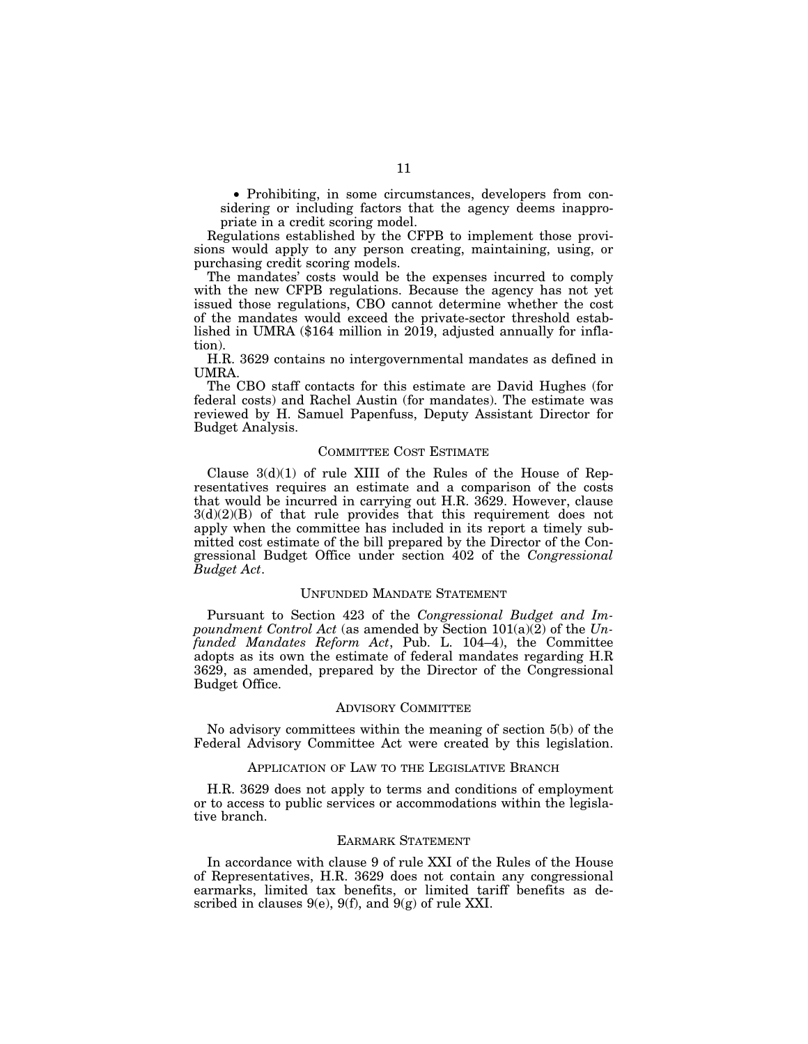- Prohibiting, in some circumstances, developers from considering or including factors that the agency deems inappropriate in a credit scoring model.

Regulations established by the CFPB to implement those provisions would apply to any person creating, maintaining, using, or purchasing credit scoring models.

The mandates' costs would be the expenses incurred to comply with the new CFPB regulations. Because the agency has not yet issued those regulations, CBO cannot determine whether the cost of the mandates would exceed the private-sector threshold established in UMRA ($164 million in 2019, adjusted annually for inflation).

H.R. 3629 contains no intergovernmental mandates as defined in UMRA.

The CBO staff contacts for this estimate are David Hughes (for federal costs) and Rachel Austin (for mandates). The estimate was reviewed by H. Samuel Papenfuss, Deputy Assistant Director for Budget Analysis.

## COMMITTEE COST ESTIMATE

Clause 3(d)(1) of rule XIII of the Rules of the House of Representatives requires an estimate and a comparison of the costs that would be incurred in carrying out H.R. 3629. However, clause 3(d)(2)(B) of that rule provides that this requirement does not apply when the committee has included in its report a timely submitted cost estimate of the bill prepared by the Director of the Congressional Budget Office under section 402 of the *Congressional Budget Act*.

## UNFUNDED MANDATE STATEMENT

Pursuant to Section 423 of the *Congressional Budget and Impoundment Control Act* (as amended by Section 101(a)(2) of the *Unfunded Mandates Reform Act*, Pub. L. 104–4), the Committee adopts as its own the estimate of federal mandates regarding H.R 3629, as amended, prepared by the Director of the Congressional Budget Office.

## ADVISORY COMMITTEE

No advisory committees within the meaning of section 5(b) of the Federal Advisory Committee Act were created by this legislation.

## APPLICATION OF LAW TO THE LEGISLATIVE BRANCH

H.R. 3629 does not apply to terms and conditions of employment or to access to public services or accommodations within the legislative branch.

## EARMARK STATEMENT

In accordance with clause 9 of rule XXI of the Rules of the House of Representatives, H.R. 3629 does not contain any congressional earmarks, limited tax benefits, or limited tariff benefits as described in clauses 9(e), 9(f), and 9(g) of rule XXI.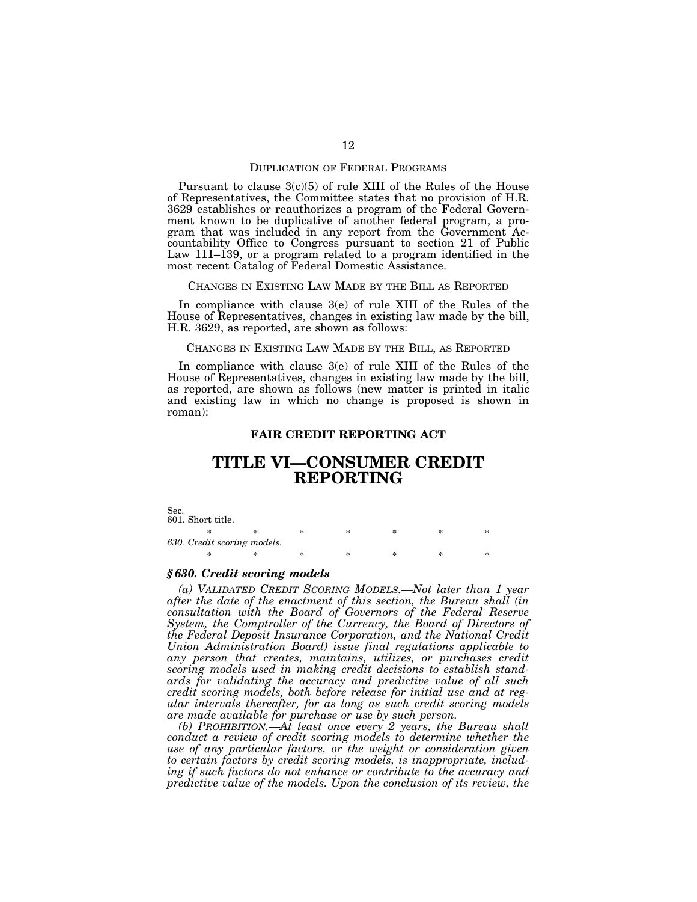### DUPLICATION OF FEDERAL PROGRAMS

Pursuant to clause 3(c)(5) of rule XIII of the Rules of the House of Representatives, the Committee states that no provision of H.R. 3629 establishes or reauthorizes a program of the Federal Government known to be duplicative of another federal program, a program that was included in any report from the Government Accountability Office to Congress pursuant to section 21 of Public Law 111–139, or a program related to a program identified in the most recent Catalog of Federal Domestic Assistance.

### CHANGES IN EXISTING LAW MADE BY THE BILL AS REPORTED

In compliance with clause 3(e) of rule XIII of the Rules of the House of Representatives, changes in existing law made by the bill, H.R. 3629, as reported, are shown as follows:

### CHANGES IN EXISTING LAW MADE BY THE BILL, AS REPORTED

In compliance with clause 3(e) of rule XIII of the Rules of the House of Representatives, changes in existing law made by the bill, as reported, are shown as follows (new matter is printed in italic and existing law in which no change is proposed is shown in roman):

## FAIR CREDIT REPORTING ACT

# TITLE VI—CONSUMER CREDIT REPORTING

Sec.
601. Short title.

\* \* \* \* \* \* \*

*630. Credit scoring models.*

\* \* \* \* \* \* \*

### *§ 630. Credit scoring models*

*(a) VALIDATED CREDIT SCORING MODELS.—Not later than 1 year after the date of the enactment of this section, the Bureau shall (in consultation with the Board of Governors of the Federal Reserve System, the Comptroller of the Currency, the Board of Directors of the Federal Deposit Insurance Corporation, and the National Credit Union Administration Board) issue final regulations applicable to any person that creates, maintains, utilizes, or purchases credit scoring models used in making credit decisions to establish standards for validating the accuracy and predictive value of all such credit scoring models, both before release for initial use and at regular intervals thereafter, for as long as such credit scoring models are made available for purchase or use by such person.*

*(b) PROHIBITION.—At least once every 2 years, the Bureau shall conduct a review of credit scoring models to determine whether the use of any particular factors, or the weight or consideration given to certain factors by credit scoring models, is inappropriate, including if such factors do not enhance or contribute to the accuracy and predictive value of the models. Upon the conclusion of its review, the*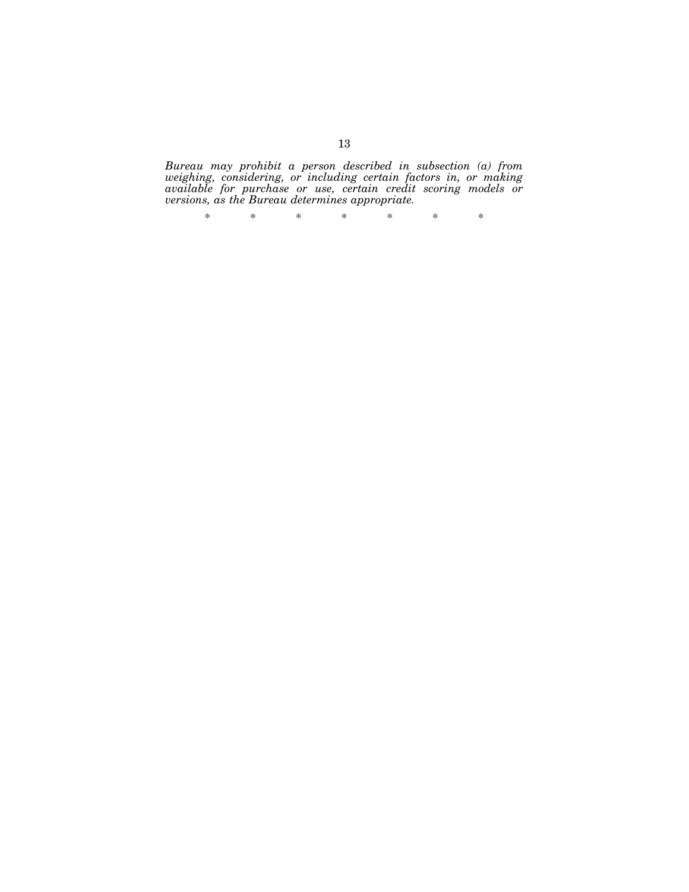*Bureau may prohibit a person described in subsection (a) from weighing, considering, or including certain factors in, or making available for purchase or use, certain credit scoring models or versions, as the Bureau determines appropriate.*

\* \* \* \* \* \* \*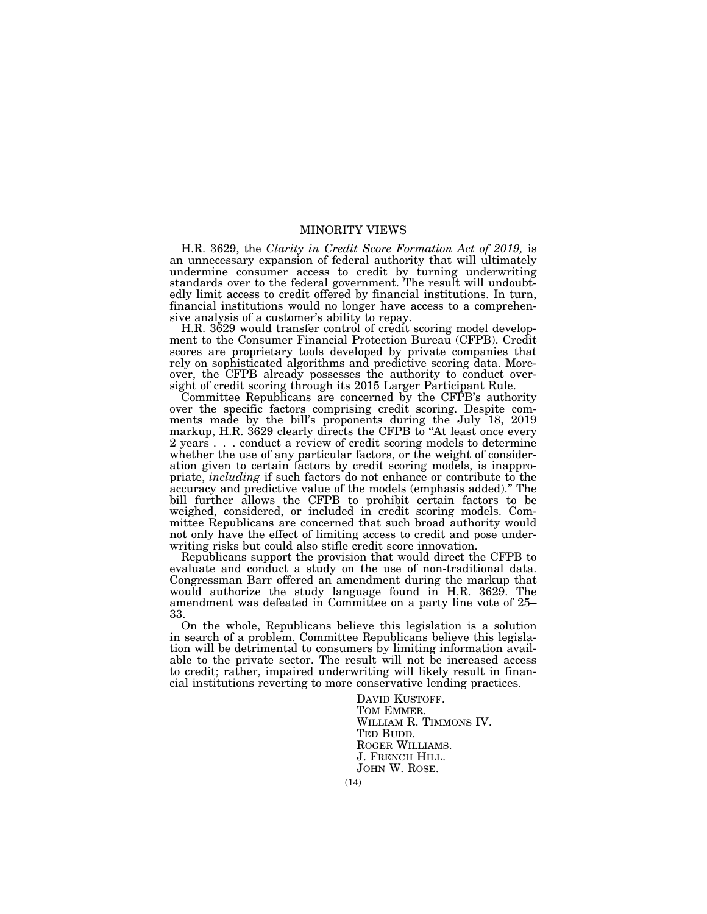## MINORITY VIEWS

H.R. 3629, the *Clarity in Credit Score Formation Act of 2019,* is an unnecessary expansion of federal authority that will ultimately undermine consumer access to credit by turning underwriting standards over to the federal government. The result will undoubtedly limit access to credit offered by financial institutions. In turn, financial institutions would no longer have access to a comprehensive analysis of a customer's ability to repay.

H.R. 3629 would transfer control of credit scoring model development to the Consumer Financial Protection Bureau (CFPB). Credit scores are proprietary tools developed by private companies that rely on sophisticated algorithms and predictive scoring data. Moreover, the CFPB already possesses the authority to conduct oversight of credit scoring through its 2015 Larger Participant Rule.

Committee Republicans are concerned by the CFPB's authority over the specific factors comprising credit scoring. Despite comments made by the bill's proponents during the July 18, 2019 markup, H.R. 3629 clearly directs the CFPB to "At least once every 2 years . . . conduct a review of credit scoring models to determine whether the use of any particular factors, or the weight of consideration given to certain factors by credit scoring models, is inappropriate, *including* if such factors do not enhance or contribute to the accuracy and predictive value of the models (emphasis added)." The bill further allows the CFPB to prohibit certain factors to be weighed, considered, or included in credit scoring models. Committee Republicans are concerned that such broad authority would not only have the effect of limiting access to credit and pose underwriting risks but could also stifle credit score innovation.

Republicans support the provision that would direct the CFPB to evaluate and conduct a study on the use of non-traditional data. Congressman Barr offered an amendment during the markup that would authorize the study language found in H.R. 3629. The amendment was defeated in Committee on a party line vote of 25–33.

On the whole, Republicans believe this legislation is a solution in search of a problem. Committee Republicans believe this legislation will be detrimental to consumers by limiting information available to the private sector. The result will not be increased access to credit; rather, impaired underwriting will likely result in financial institutions reverting to more conservative lending practices.

DAVID KUSTOFF.
TOM EMMER.
WILLIAM R. TIMMONS IV.
TED BUDD.
ROGER WILLIAMS.
J. FRENCH HILL.
JOHN W. ROSE.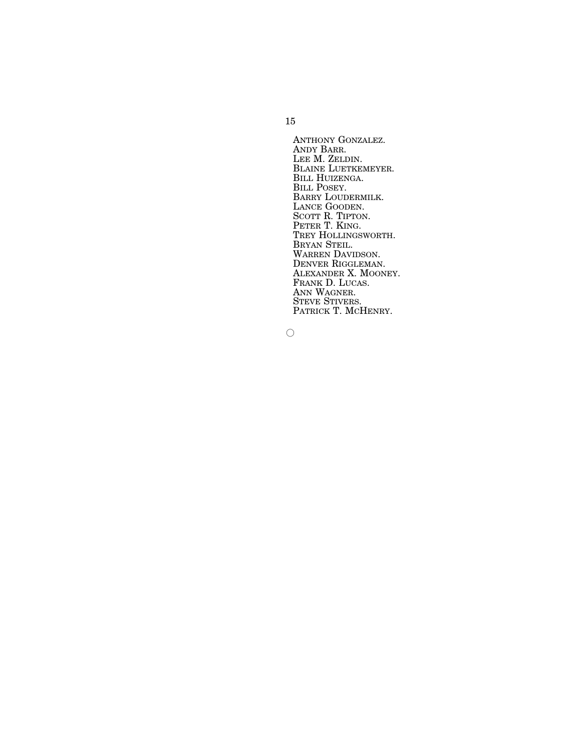ANTHONY GONZALEZ.
ANDY BARR.
LEE M. ZELDIN.
BLAINE LUETKEMEYER.
BILL HUIZENGA.
BILL POSEY.
BARRY LOUDERMILK.
LANCE GOODEN.
SCOTT R. TIPTON.
PETER T. KING.
TREY HOLLINGSWORTH.
BRYAN STEIL.
WARREN DAVIDSON.
DENVER RIGGLEMAN.
ALEXANDER X. MOONEY.
FRANK D. LUCAS.
ANN WAGNER.
STEVE STIVERS.
PATRICK T. MCHENRY.